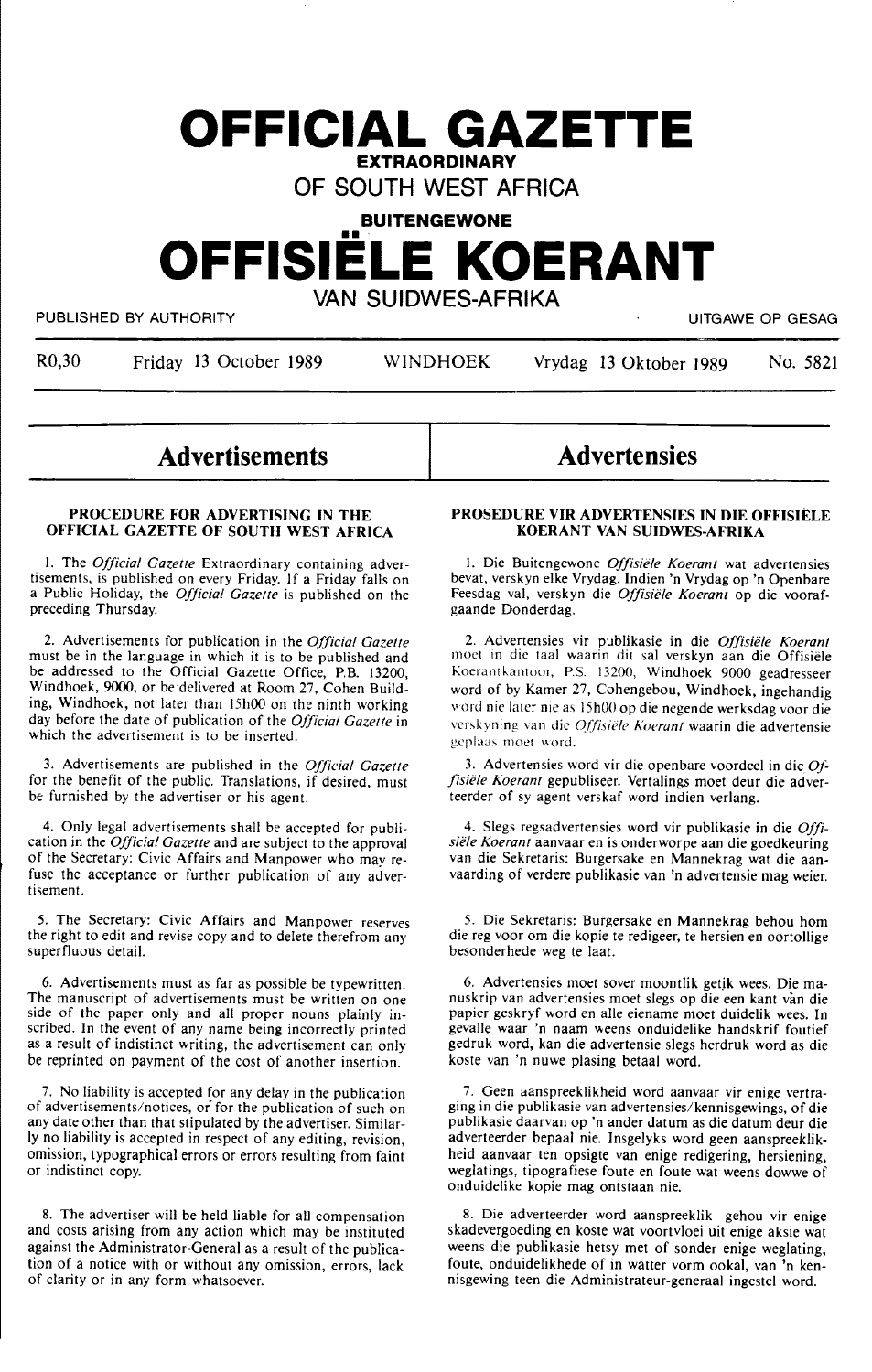# OFFICIAL GAZETTE

**EXTRAORDINARY**

**OF SOUTH WEST AFRICA**

**BUITENGEWONE**

# OFFISIËLE KOERANT

**VAN SUIDWES-AFRIKA**

PUBLISHED BY AUTHORITY — UITGAWE OP GESAG

R0,30 — Friday 13 October 1989 — WINDHOEK — Vrydag 13 Oktober 1989 — No. 5821

## Advertisements

### PROCEDURE FOR ADVERTISING IN THE OFFICIAL GAZETTE OF SOUTH WEST AFRICA

1. The *Official Gazette* Extraordinary containing advertisements, is published on every Friday. If a Friday falls on a Public Holiday, the *Official Gazette* is published on the preceding Thursday.

2. Advertisements for publication in the *Official Gazette* must be in the language in which it is to be published and be addressed to the Official Gazette Office, P.B. 13200, Windhoek, 9000, or be delivered at Room 27, Cohen Building, Windhoek, not later than 15h00 on the ninth working day before the date of publication of the *Official Gazette* in which the advertisement is to be inserted.

3. Advertisements are published in the *Official Gazette* for the benefit of the public. Translations, if desired, must be furnished by the advertiser or his agent.

4. Only legal advertisements shall be accepted for publication in the *Official Gazette* and are subject to the approval of the Secretary: Civic Affairs and Manpower who may refuse the acceptance or further publication of any advertisement.

5. The Secretary: Civic Affairs and Manpower reserves the right to edit and revise copy and to delete therefrom any superfluous detail.

6. Advertisements must as far as possible be typewritten. The manuscript of advertisements must be written on one side of the paper only and all proper nouns plainly inscribed. In the event of any name being incorrectly printed as a result of indistinct writing, the advertisement can only be reprinted on payment of the cost of another insertion.

7. No liability is accepted for any delay in the publication of advertisements/notices, or for the publication of such on any date other than that stipulated by the advertiser. Similarly no liability is accepted in respect of any editing, revision, omission, typographical errors or errors resulting from faint or indistinct copy.

8. The advertiser will be held liable for all compensation and costs arising from any action which may be instituted against the Administrator-General as a result of the publication of a notice with or without any omission, errors, lack of clarity or in any form whatsoever.

## Advertensies

### PROSEDURE VIR ADVERTENSIES IN DIE OFFISIËLE KOERANT VAN SUIDWES-AFRIKA

1. Die Buitengewone *Offisiële Koerant* wat advertensies bevat, verskyn elke Vrydag. Indien 'n Vrydag op 'n Openbare Feesdag val, verskyn die *Offisiële Koerant* op die voorafgaande Donderdag.

2. Advertensies vir publikasie in die *Offisiële Koerant* moet in die taal waarin dit sal verskyn aan die Offisiële Koerantkantoor, P.S. 13200, Windhoek 9000 geadresseer word of by Kamer 27, Cohengebou, Windhoek, ingehandig word nie later nie as 15h00 op die negende werksdag voor die verskyning van die *Offisiële Koerant* waarin die advertensie geplaas moet word.

3. Advertensies word vir die openbare voordeel in die *Offisiële Koerant* gepubliseer. Vertalings moet deur die adverteerder of sy agent verskaf word indien verlang.

4. Slegs regsadvertensies word vir publikasie in die *Offisiële Koerant* aanvaar en is onderworpe aan die goedkeuring van die Sekretaris: Burgersake en Mannekrag wat die aanvaarding of verdere publikasie van 'n advertensie mag weier.

5. Die Sekretaris: Burgersake en Mannekrag behou hom die reg voor om die kopie te redigeer, te hersien en oortollige besonderhede weg te laat.

6. Advertensies moet sover moontlik getik wees. Die manuskrip van advertensies moet slegs op die een kant van die papier geskryf word en alle eiename moet duidelik wees. In gevalle waar 'n naam weens onduidelike handskrif foutief gedruk word, kan die advertensie slegs herdruk word as die koste van 'n nuwe plasing betaal word.

7. Geen aanspreeklikheid word aanvaar vir enige vertraging in die publikasie van advertensies/kennisgewings, of die publikasie daarvan op 'n ander datum as die datum deur die adverteerder bepaal nie. Insgelyks word geen aanspreeklikheid aanvaar ten opsigte van enige redigering, hersiening, weglatings, tipografiese foute en foute wat weens dowwe of onduidelike kopie mag ontstaan nie.

8. Die adverteerder word aanspreeklik gehou vir enige skadevergoeding en koste wat voortvloei uit enige aksie wat weens die publikasie hetsy met of sonder enige weglating, foute, onduidelikhede of in watter vorm ookal, van 'n kennisgewing teen die Administrateur-generaal ingestel word.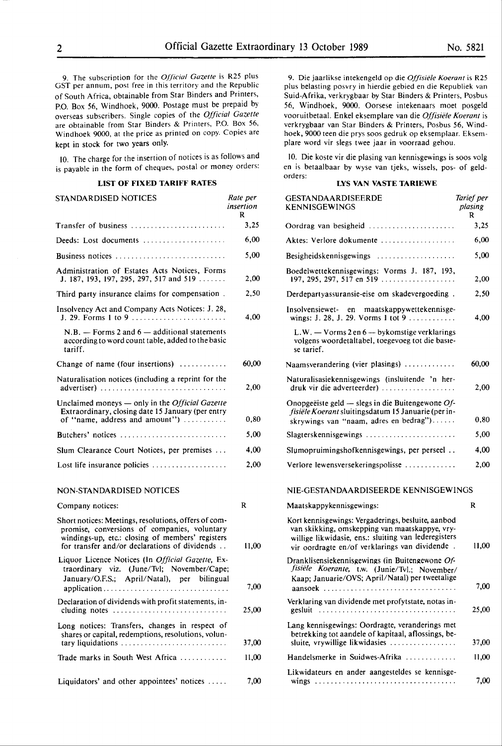9. The subscription for the *Official Gazette* is R25 plus GST per annum, post free in this territory and the Republic of South Africa, obtainable from Star Binders and Printers, P.O. Box 56, Windhoek, 9000. Postage must be prepaid by overseas subscribers. Single copies of the *Official Gazette* are obtainable from Star Binders & Printers, P.O. Box 56, Windhoek 9000, at the price as printed on copy. Copies are kept in stock for two years only.

10. The charge for the insertion of notices is as follows and is payable in the form of cheques, postal or money orders:

**LIST OF FIXED TARIFF RATES**

| STANDARDISED NOTICES | Rate per insertion R |
|---|---|
| Transfer of business | 3,25 |
| Deeds: Lost documents | 6,00 |
| Business notices | 5,00 |
| Administration of Estates Acts Notices, Forms J. 187, 193, 197, 295, 297, 517 and 519 | 2,00 |
| Third party insurance claims for compensation | 2,50 |
| Insolvency Act and Company Acts Notices: J. 28, J. 29. Forms 1 to 9 | 4,00 |
| N.B. — Forms 2 and 6 — additional statements according to word count table, added to the basic tariff. | |
| Change of name (four insertions) | 60,00 |
| Naturalisation notices (including a reprint for the advertiser) | 2,00 |
| Unclaimed moneys — only in the *Official Gazette* Extraordinary, closing date 15 January (per entry of "name, address and amount") | 0,80 |
| Butchers' notices | 5,00 |
| Slum Clearance Court Notices, per premises | 4,00 |
| Lost life insurance policies | 2,00 |

| NON-STANDARDISED NOTICES | |
|---|---|
| Company notices: | R |
| Short notices: Meetings, resolutions, offers of compromise, conversions of companies, voluntary windings-up, etc.: closing of members' registers for transfer and/or declarations of dividends | 11,00 |
| Liquor Licence Notices (In *Official Gazette*, Extraordinary viz. (June/Tvl; November/Cape; January/O.F.S.; April/Natal), per bilingual application | 7,00 |
| Declaration of dividends with profit statements, including notes | 25,00 |
| Long notices: Transfers, changes in respect of shares or capital, redemptions, resolutions, voluntary liquidations | 37,00 |
| Trade marks in South West Africa | 11,00 |
| Liquidators' and other appointees' notices | 7,00 |

9. Die jaarlikse intekengeld op die *Offisiële Koerant* is R25 plus belasting posvry in hierdie gebied en die Republiek van Suid-Afrika, verkrygbaar by Star Binders & Printers, Posbus 56, Windhoek, 9000. Oorsese intekenaars moet posgeld vooruitbetaal. Enkel eksemplare van die *Offisiële Koerant* is verkrygbaar van Star Binders & Printers, Posbus 56, Windhoek, 9000 teen die prys soos gedruk op eksemplaar. Eksemplare word vir slegs twee jaar in voorraad gehou.

10. Die koste vir die plasing van kennisgewings is soos volg en is betaalbaar by wyse van tjeks, wissels, pos- of geldorders:

**LYS VAN VASTE TARIEWE**

| GESTANDAARDISEERDE KENNISGEWINGS | Tarief per plasing R |
|---|---|
| Oordrag van besigheid | 3,25 |
| Aktes: Verlore dokumente | 6,00 |
| Besigheidskennisgewings | 5,00 |
| Boedelwettekennisgewings: Vorms J. 187, 193, 197, 295, 297, 517 en 519 | 2,00 |
| Derdepartyassuransie-eise om skadevergoeding | 2,50 |
| Insolvensiewet- en maatskappywettekennisgewings: J. 28, J. 29. Vorms 1 tot 9 | 4,00 |
| L.W. — Vorms 2 en 6 — bykomstige verklarings volgens woordetaltabel, toegevoeg tot die basiese tarief. | |
| Naamsverandering (vier plasings) | 60,00 |
| Naturalisasiekennisgewings (insluitende 'n herdruk vir die adverteerder) | 2,00 |
| Onopgeëiste geld — slegs in die Buitengewone *Offisiële Koerant* sluitingsdatum 15 Januarie (per inskrywings van "naam, adres en bedrag") | 0,80 |
| Slagterskennisgewings | 5,00 |
| Slumopruimingshofkennisgewings, per perseel | 4,00 |
| Verlore lewensversekeringspolisse | 2,00 |

| NIE-GESTANDAARDISEERDE KENNISGEWINGS | |
|---|---|
| Maatskappykennisgewings: | R |
| Kort kennisgewings: Vergaderings, besluite, aanbod van skikking, omskepping van maatskappye, vrywillige likwidasie, ens.: sluiting van lederegisters vir oordragte en/of verklarings van dividende | 11,00 |
| Dranklisensiekennisgewings (in Buitengewone *Offisiële Koerante*, t.w. (Junie/Tvl.; November/Kaap; Januarie/OVS; April/Natal) per tweetalige aansoek | 7,00 |
| Verklaring van dividende met profytstate, notas ingesluit | 25,00 |
| Lang kennisgewings: Oordragte, veranderings met betrekking tot aandele of kapitaal, aflossings, besluite, vrywillige likwidasies | 37,00 |
| Handelsmerke in Suidwes-Afrika | 11,00 |
| Likwidateurs en ander aangesteldes se kennisgewings | 7,00 |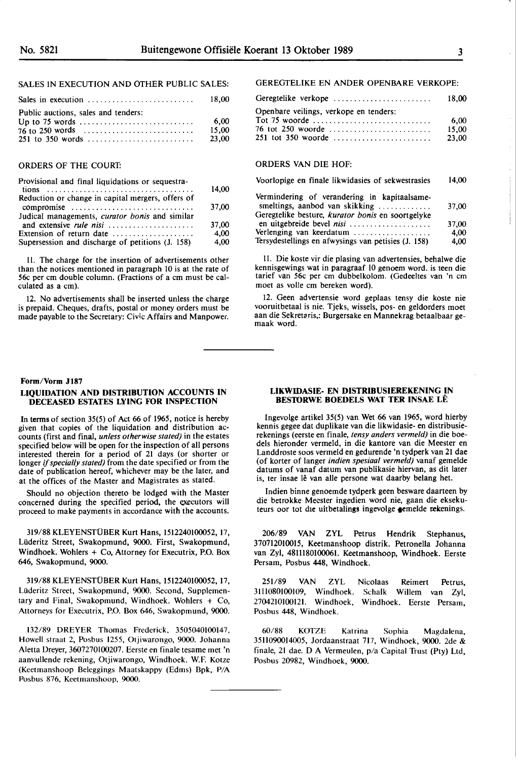SALES IN EXECUTION AND OTHER PUBLIC SALES:

| | |
|---|---|
| Sales in execution | 18,00 |
| Public auctions, sales and tenders: | |
| Up to 75 words | 6,00 |
| 76 to 250 words | 15,00 |
| 251 to 350 words | 23,00 |

ORDERS OF THE COURT:

| | |
|---|---|
| Provisional and final liquidations or sequestrations | 14,00 |
| Reduction or change in capital mergers, offers of compromise | 37,00 |
| Judicial managements, *curator bonis* and similar and extensive *rule nisi* | 37,00 |
| Extension of return date | 4,00 |
| Supersession and discharge of petitions (J. 158) | 4,00 |

11. The charge for the insertion of advertisements other than the notices mentioned in paragraph 10 is at the rate of 56c per cm double column. (Fractions of a cm must be calculated as a cm).

12. No advertisements shall be inserted unless the charge is prepaid. Cheques, drafts, postal or money orders must be made payable to the Secretary: Civic Affairs and Manpower.

GEREGTELIKE EN ANDER OPENBARE VERKOPE:

| | |
|---|---|
| Geregtelike verkope | 18,00 |
| Openbare veilings, verkope en tenders: | |
| Tot 75 woorde | 6,00 |
| 76 tot 250 woorde | 15,00 |
| 251 tot 350 woorde | 23,00 |

ORDERS VAN DIE HOF:

| | |
|---|---|
| Voorlopige en finale likwidasies of sekwestrasies | 14,00 |
| Vermindering of verandering in kapitaalsamesmeltings, aanbod van skikking | 37,00 |
| Geregtelike besture, *kurator bonis* en soortgelyke en uitgebreide bevel *nisi* | 37,00 |
| Verlenging van keerdatum | 4,00 |
| Tersydestellings en afwysings van petisies (J. 158) | 4,00 |

11. Die koste vir die plasing van advertensies, behalwe die kennisgewings wat in paragraaf 10 genoem word. is teen die tarief van 56c per cm dubbelkolom. (Gedeeltes van 'n cm moet as volle cm bereken word).

12. Geen advertensie word geplaas tensy die koste nie vooruitbetaal is nie. Tjeks, wissels, pos- en geldorders moet aan die Sekretaris,: Burgersake en Mannekrag betaalbaar gemaak word.

---

**Form/Vorm J187**

### LIQUIDATION AND DISTRIBUTION ACCOUNTS IN DECEASED ESTATES LYING FOR INSPECTION

In terms of section 35(5) of Act 66 of 1965, notice is hereby given that copies of the liquidation and distribution accounts (first and final, *unless otherwise stated)* in the estates specified below will be open for the inspection of all persons interested therein for a period of 21 days (or shorter or longer *if specially stated)* from the date specified or from the date of publication hereof, whichever may be the later, and at the offices of the Master and Magistrates as stated.

Should no objection thereto be lodged with the Master concerned during the specified period, the executors will proceed to make payments in accordance with the accounts.

319/88 KLEYENSTÜBER Kurt Hans, 1512240100052, 17, Lüderitz Street, Swakopmund, 9000. First, Swakopmund, Windhoek. Wohlers + Co, Attorney for Executrix, P.O. Box 646, Swakopmund, 9000.

319/88 KLEYENSTÜBER Kurt Hans, 1512240100052, 17, Lüderitz Street, Swakopmund, 9000. Second, Supplementary and Final, Swakopmund, Windhoek. Wohlers + Co, Attorneys for Executrix, P.O. Box 646, Swakopmund, 9000.

132/89 DREYER Thomas Frederick, 3505040100147, Howell straat 2, Posbus 1255, Otjiwarongo, 9000. Johanna Aletta Dreyer, 3607270100207. Eerste en finale tesame met 'n aanvullende rekening, Otjiwarongo, Windhoek. W.F. Kotze (Keetmanshoop Beleggings Maatskappy (Edms) Bpk, P/A Posbus 876, Keetmanshoop, 9000.

### LIKWIDASIE- EN DISTRIBUSIEREKENING IN BESTORWE BOEDELS WAT TER INSAE LÊ

Ingevolge artikel 35(5) van Wet 66 van 1965, word hierby kennis gegee dat duplikate van die likwidasie- en distribusierekenings (eerste en finale, *tensy anders vermeld)* in die boedels hieronder vermeld, in die kantore van die Meester en Landdroste soos vermeld en gedurende 'n tydperk van 21 dae (of korter of langer *indien spesiaal vermeld)* vanaf gemelde datums of vanaf datum van publikasie hiervan, as dit later is, ter insae lê van alle persone wat daarby belang het.

Indien binne genoemde tydperk geen besware daarteen by die betrokke Meester ingedien word nie, gaan die eksekuteurs oor tot die uitbetalings ingevolge gemelde rekenings.

206/89 VAN ZYL Petrus Hendrik Stephanus, 370712010015, Keetmanshoop distrik. Petronella Johanna van Zyl, 4811180100061. Keetmanshoop, Windhoek. Eerste Persam, Posbus 448, Windhoek.

251/89 VAN ZYL Nicolaas Reimert Petrus, 3111080100109, Windhoek. Schalk Willem van Zyl, 2704210100121. Windhoek, Windhoek. Eerste Persam, Posbus 448, Windhoek.

60/88 KOTZE Katrina Sophia Magdalena, 3511090014005, Jordaanstraat 717, Windhoek, 9000. 2de & finale, 21 dae. D A Vermeulen, p/a Capital Trust (Pty) Ltd, Posbus 20982, Windhoek, 9000.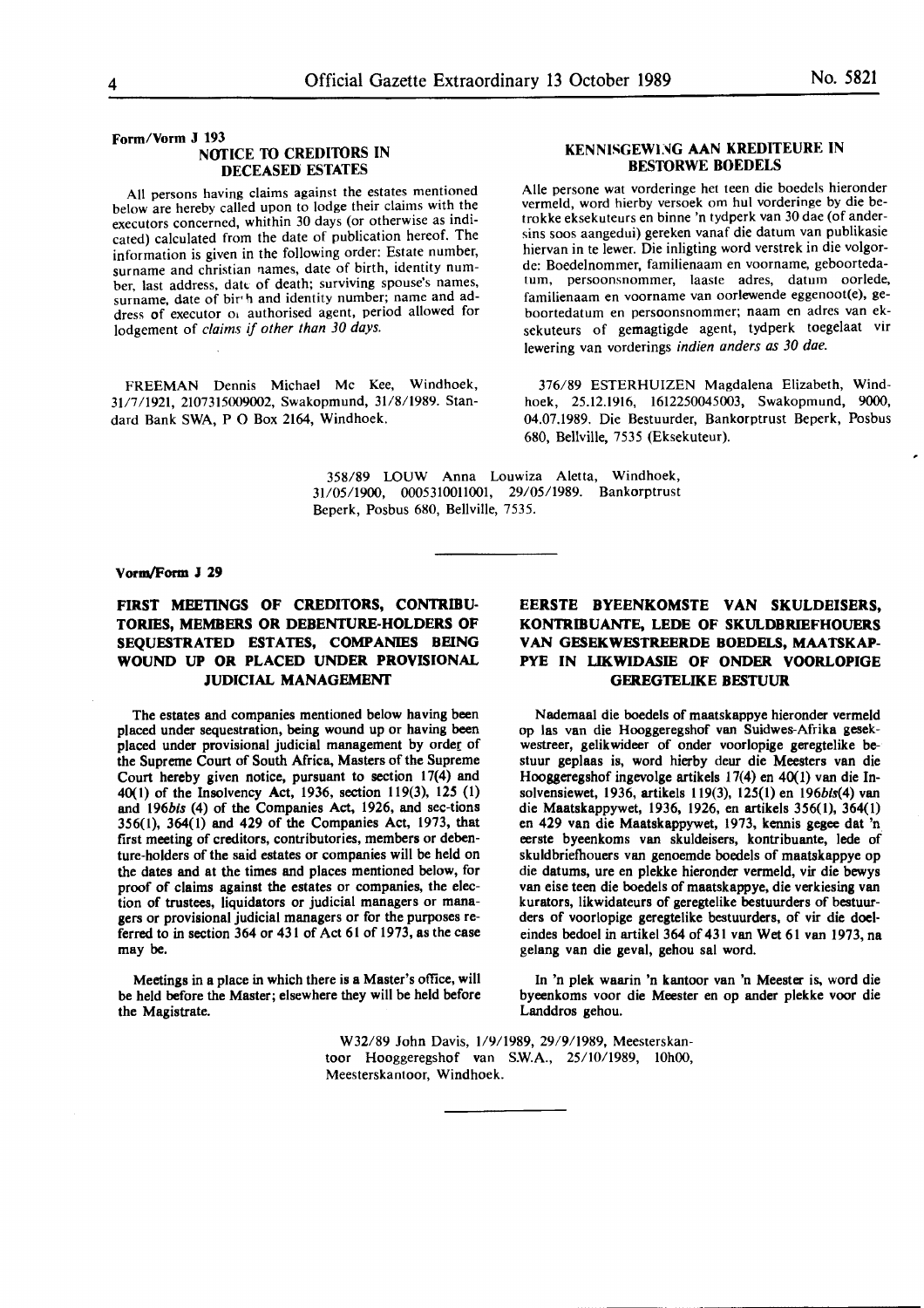Form/Vorm J 193

## NOTICE TO CREDITORS IN DECEASED ESTATES

All persons having claims against the estates mentioned below are hereby called upon to lodge their claims with the executors concerned, whithin 30 days (or otherwise as indicated) calculated from the date of publication hereof. The information is given in the following order: Estate number, surname and christian names, date of birth, identity number, last address, date of death; surviving spouse's names, surname, date of birth and identity number; name and address of executor or authorised agent, period allowed for lodgement of *claims if other than 30 days.*

FREEMAN Dennis Michael Mc Kee, Windhoek, 31/7/1921, 2107315009002, Swakopmund, 31/8/1989. Standard Bank SWA, P O Box 2164, Windhoek.

## KENNISGEWING AAN KREDITEURE IN BESTORWE BOEDELS

Alle persone wat vorderinge het teen die boedels hieronder vermeld, word hierby versoek om hul vorderinge by die betrokke eksekuteurs en binne 'n tydperk van 30 dae (of andersins soos aangedui) gereken vanaf die datum van publikasie hiervan in te lewer. Die inligting word verstrek in die volgorde: Boedelnommer, familienaam en voorname, geboortedatum, persoonsnommer, laaste adres, datum oorlede, familienaam en voorname van oorlewende eggenoot(e), geboortedatum en persoonsnommer; naam en adres van eksekuteurs of gemagtigde agent, tydperk toegelaat vir lewering van vorderings *indien anders as 30 dae.*

376/89 ESTERHUIZEN Magdalena Elizabeth, Windhoek, 25.12.1916, 1612250045003, Swakopmund, 9000, 04.07.1989. Die Bestuurder, Bankorptrust Beperk, Posbus 680, Bellville, 7535 (Eksekuteur).

358/89 LOUW Anna Louwiza Aletta, Windhoek, 31/05/1900, 0005310011001, 29/05/1989. Bankorptrust Beperk, Posbus 680, Bellville, 7535.

---

Vorm/Form J 29

## FIRST MEETINGS OF CREDITORS, CONTRIBUTORIES, MEMBERS OR DEBENTURE-HOLDERS OF SEQUESTRATED ESTATES, COMPANIES BEING WOUND UP OR PLACED UNDER PROVISIONAL JUDICIAL MANAGEMENT

The estates and companies mentioned below having been placed under sequestration, being wound up or having been placed under provisional judicial management by order of the Supreme Court of South Africa, Masters of the Supreme Court hereby given notice, pursuant to section 17(4) and 40(1) of the Insolvency Act, 1936, section 119(3), 125 (1) and 196*bis* (4) of the Companies Act, 1926, and sec-tions 356(1), 364(1) and 429 of the Companies Act, 1973, that first meeting of creditors, contributories, members or debenture-holders of the said estates or companies will be held on the dates and at the times and places mentioned below, for proof of claims against the estates or companies, the election of trustees, liquidators or judicial managers or managers or provisional judicial managers or for the purposes referred to in section 364 or 431 of Act 61 of 1973, as the case may be.

Meetings in a place in which there is a Master's office, will be held before the Master; elsewhere they will be held before the Magistrate.

## EERSTE BYEENKOMSTE VAN SKULDEISERS, KONTRIBUANTE, LEDE OF SKULDBRIEFHOUERS VAN GESEKWESTREERDE BOEDELS, MAATSKAPPYE IN LIKWIDASIE OF ONDER VOORLOPIGE GEREGTELIKE BESTUUR

Nademaal die boedels of maatskappye hieronder vermeld op las van die Hooggeregshof van Suidwes-Afrika gesekwestreer, gelikwideer of onder voorlopige geregtelike bestuur geplaas is, word hierby deur die Meesters van die Hooggeregshof ingevolge artikels 17(4) en 40(1) van die Insolvensiewet, 1936, artikels 119(3), 125(1) en 196*bis*(4) van die Maatskappywet, 1936, 1926, en artikels 356(1), 364(1) en 429 van die Maatskappywet, 1973, kennis gegee dat 'n eerste byeenkoms van skuldeisers, kontribuante, lede of skuldbriefhouers van genoemde boedels of maatskappye op die datums, ure en plekke hieronder vermeld, vir die bewys van eise teen die boedels of maatskappye, die verkiesing van kurators, likwidateurs of geregtelike bestuurders of bestuurders of voorlopige geregtelike bestuurders, of vir die doeleindes bedoel in artikel 364 of 431 van Wet 61 van 1973, na gelang van die geval, gehou sal word.

In 'n plek waarin 'n kantoor van 'n Meester is, word die byeenkoms voor die Meester en op ander plekke voor die Landdros gehou.

W32/89 John Davis, 1/9/1989, 29/9/1989, Meesterskantoor Hooggeregshof van S.W.A., 25/10/1989, 10h00, Meesterskantoor, Windhoek.

---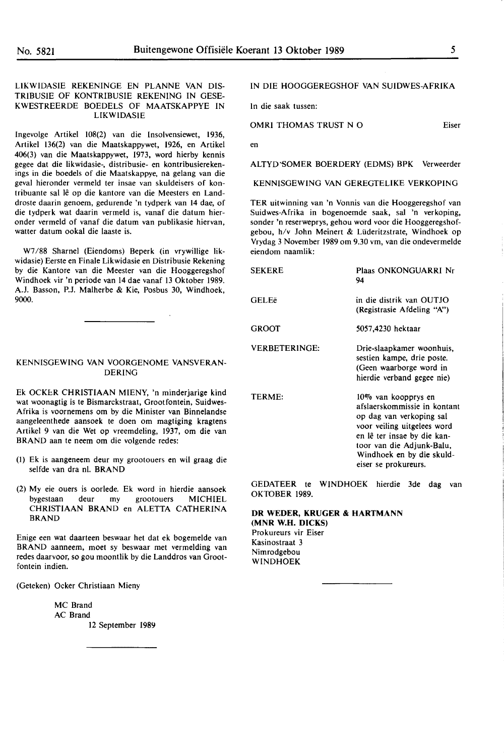## LIKWIDASIE REKENINGE EN PLANNE VAN DISTRIBUSIE OF KONTRIBUSIE REKENING IN GESEKWESTREERDE BOEDELS OF MAATSKAPPYE IN LIKWIDASIE

Ingevolge Artikel 108(2) van die Insolvensiewet, 1936, Artikel 136(2) van die Maatskappywet, 1926, en Artikel 406(3) van die Maatskappywet, 1973, word hierby kennis gegee dat die likwidasie-, distribusie- en kontribusierekenings in die boedels of die Maatskappye, na gelang van die geval hieronder vermeld ter insae van skuldeisers of kontribuante sal lê op die kantore van die Meesters en Landdroste daarin genoem, gedurende 'n tydperk van 14 dae, of die tydperk wat daarin vermeld is, vanaf die datum hieronder vermeld of vanaf die datum van publikasie hiervan, watter datum ookal die laaste is.

W7/88 Sharnel (Eiendoms) Beperk (in vrywillige likwidasie) Eerste en Finale Likwidasie en Distribusie Rekening by die Kantore van die Meester van die Hooggeregshof Windhoek vir 'n periode van 14 dae vanaf 13 Oktober 1989. A.J. Basson, P.J. Malherbe & Kie, Posbus 30, Windhoek, 9000.

---

## KENNISGEWING VAN VOORGENOME VANSVERANDERING

Ek OCKER CHRISTIAAN MIENY, 'n minderjarige kind wat woonagtig is te Bismarckstraat, Grootfontein, Suidwes-Afrika is voornemens om by die Minister van Binnelandse aangeleenthede aansoek te doen om magtiging kragtens Artikel 9 van die Wet op vreemdeling, 1937, om die van BRAND aan te neem om die volgende redes:

(1) Ek is aangeneem deur my grootouers en wil graag die selfde van dra nl. BRAND

(2) My eie ouers is oorlede. Ek word in hierdie aansoek bygestaan deur my grootouers MICHIEL CHRISTIAAN BRAND en ALETTA CATHERINA BRAND

Enige een wat daarteen beswaar het dat ek bogemelde van BRAND aanneem, moet sy beswaar met vermelding van redes daarvoor, so gou moontlik by die Landdros van Grootfontein indien.

(Geteken) Ocker Christiaan Mieny

MC Brand
AC Brand
12 September 1989

---

## IN DIE HOOGGEREGSHOF VAN SUIDWES-AFRIKA

In die saak tussen:

OMRI THOMAS TRUST N O — Eiser

en

ALTYD-SOMER BOERDERY (EDMS) BPK — Verweerder

## KENNISGEWING VAN GEREGTELIKE VERKOPING

TER uitwinning van 'n Vonnis van die Hooggeregshof van Suidwes-Afrika in bogenoemde saak, sal 'n verkoping, sonder 'n reserweprys, gehou word voor die Hooggeregshofgebou, h/v John Meinert & Lüderitzstrate, Windhoek op Vrydag 3 November 1989 om 9.30 vm, van die ondervermelde eiendom naamlik:

| | |
|---|---|
| SEKERE | Plaas ONKONGUARRI Nr 94 |
| GELEë | in die distrik van OUTJO (Registrasie Afdeling "A") |
| GROOT | 5057,4230 hektaar |
| VERBETERINGE: | Drie-slaapkamer woonhuis, sestien kampe, drie poste. (Geen waarborge word in hierdie verband gegee nie) |
| TERME: | 10% van koopprys en afslaerskommissie in kontant op dag van verkoping sal voor veiling uitgelees word en lê ter insae by die kantoor van die Adjunk-Balu, Windhoek en by die skuldeiser se prokureurs. |

GEDATEER te WINDHOEK hierdie 3de dag van OKTOBER 1989.

**DR WEDER, KRUGER & HARTMANN**
**(MNR W.H. DICKS)**
Prokureurs vir Eiser
Kasinostraat 3
Nimrodgebou
WINDHOEK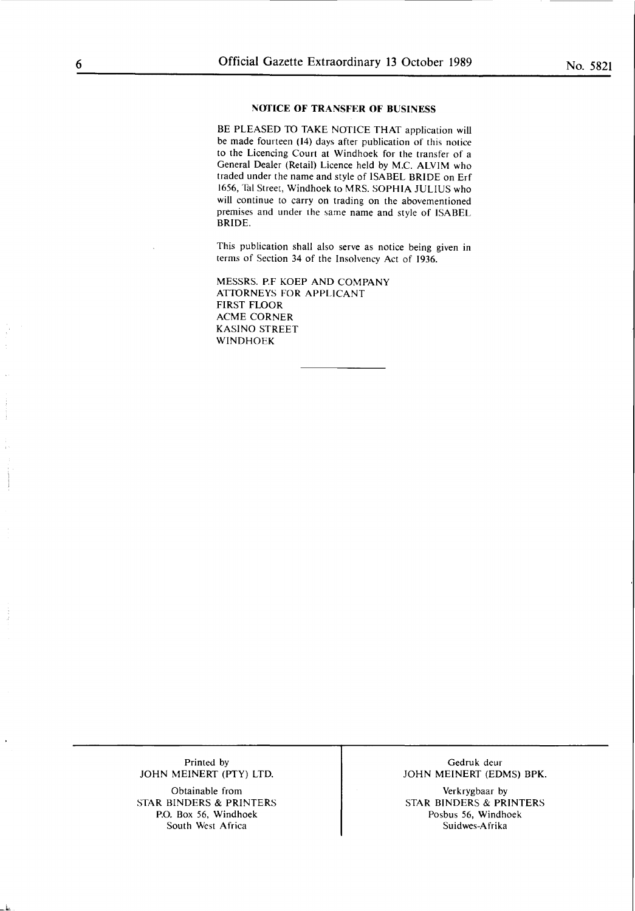### NOTICE OF TRANSFER OF BUSINESS

BE PLEASED TO TAKE NOTICE THAT application will be made fourteen (14) days after publication of this notice to the Licencing Court at Windhoek for the transfer of a General Dealer (Retail) Licence held by M.C. ALVIM who traded under the name and style of ISABEL BRIDE on Erf 1656, Tal Street, Windhoek to MRS. SOPHIA JULIUS who will continue to carry on trading on the abovementioned premises and under the same name and style of ISABEL BRIDE.

This publication shall also serve as notice being given in terms of Section 34 of the Insolvency Act of 1936.

MESSRS. P.F KOEP AND COMPANY
ATTORNEYS FOR APPLICANT
FIRST FLOOR
ACME CORNER
KASINO STREET
WINDHOEK

---

| | |
|---|---|
| Printed by JOHN MEINERT (PTY) LTD. | Gedruk deur JOHN MEINERT (EDMS) BPK. |
| Obtainable from STAR BINDERS & PRINTERS P.O. Box 56, Windhoek South West Africa | Verkrygbaar by STAR BINDERS & PRINTERS Posbus 56, Windhoek Suidwes-Afrika |